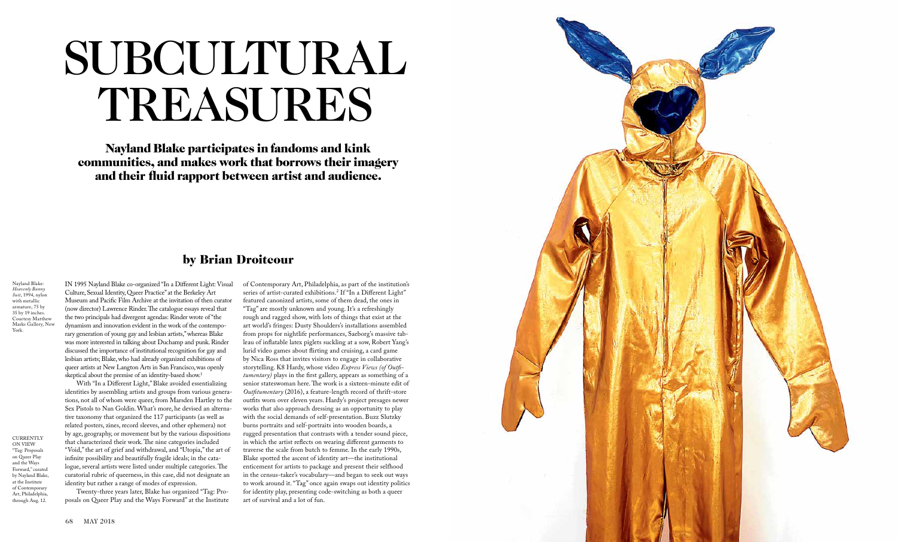# SUBCULTURAL TREASURES

## Nayland Blake participates in fandoms and kink communities, and makes work that borrows their imagery and their fluid rapport between artist and audience.

### by Brian Droitcour

Nayland Blake: *Heavenly Bunny Suit*, 1994, nylon with metallic armature, 75 by 35 by 19 inches. Courtesy Matthew Marks Gallery, New York.

CURRENTLY ON VIEW
"Tag: Proposals on Queer Play and the Ways Forward," curated by Nayland Blake, at the Institute of Contemporary Art, Philadelphia, through Aug. 12.

IN 1995 Nayland Blake co-organized "In a Different Light: Visual Culture, Sexual Identity, Queer Practice" at the Berkeley Art Museum and Pacific Film Archive at the invitation of then curator (now director) Lawrence Rinder. The catalogue essays reveal that the two principals had divergent agendas: Rinder wrote of "the dynamism and innovation evident in the work of the contemporary generation of young gay and lesbian artists," whereas Blake was more interested in talking about Duchamp and punk. Rinder discussed the importance of institutional recognition for gay and lesbian artists; Blake, who had already organized exhibitions of queer artists at New Langton Arts in San Francisco, was openly skeptical about the premise of an identity-based show.[1]

With "In a Different Light," Blake avoided essentializing identities by assembling artists and groups from various generations, not all of whom were queer, from Marsden Hartley to the Sex Pistols to Nan Goldin. What's more, he devised an alternative taxonomy that organized the 117 participants (as well as related posters, zines, record sleeves, and other ephemera) not by age, geography, or movement but by the various dispositions that characterized their work. The nine categories included "Void," the art of grief and withdrawal, and "Utopia," the art of infinite possibility and beautifully fragile ideals; in the catalogue, several artists were listed under multiple categories. The curatorial rubric of queerness, in this case, did not designate an identity but rather a range of modes of expression.

Twenty-three years later, Blake has organized "Tag: Proposals on Queer Play and the Ways Forward" at the Institute of Contemporary Art, Philadelphia, as part of the institution's series of artist-curated exhibitions.[2] If "In a Different Light" featured canonized artists, some of them dead, the ones in "Tag" are mostly unknown and young. It's a refreshingly rough and ragged show, with lots of things that exist at the art world's fringes: Dusty Shoulders's installations assembled from props for nightlife performances, Saeborg's massive tableau of inflatable latex piglets suckling at a sow, Robert Yang's lurid video games about flirting and cruising, a card game by Nica Ross that invites visitors to engage in collaborative storytelling. K8 Hardy, whose video *Express Views (of Outfitumentary)* plays in the first gallery, appears as something of a senior stateswoman here. The work is a sixteen-minute edit of *Outfitumentary* (2016), a feature-length record of thrift-store outfits worn over eleven years. Hardy's project presages newer works that also approach dressing as an opportunity to play with the social demands of self-presentation. Buzz Slutzky burns portraits and self-portraits into wooden boards, a rugged presentation that contrasts with a tender sound piece, in which the artist reflects on wearing different garments to traverse the scale from butch to femme. In the early 1990s, Blake spotted the ascent of identity art—the institutional enticement for artists to package and present their selfhood in the census-taker's vocabulary—and began to seek out ways to work around it. "Tag" once again swaps out identity politics for identity play, presenting code-switching as both a queer art of survival and a lot of fun.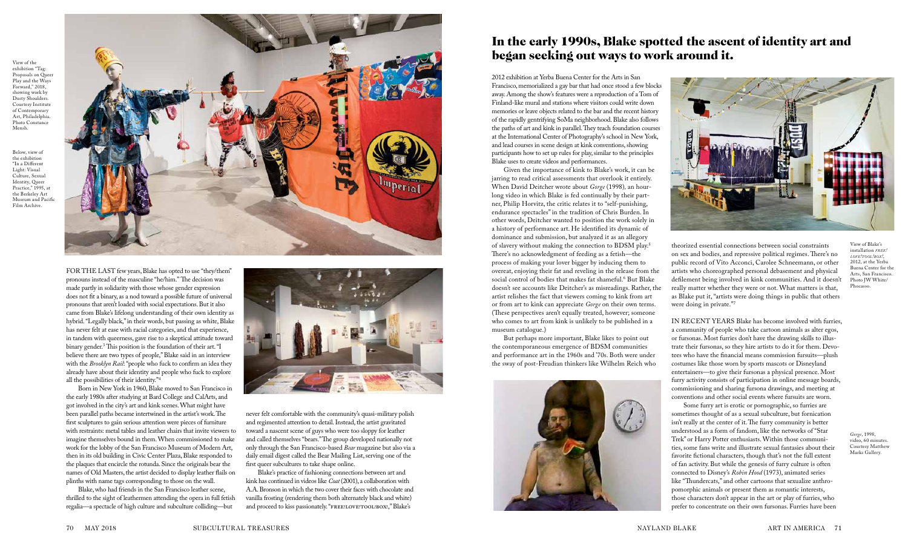View of the exhibition "Tag: Proposals on Queer Play and the Ways Forward," 2018, showing work by Dusty Shoulders. Courtesy Institute of Contemporary Art, Philadelphia. Photo Constance Mensh.

Below, view of the exhibition "In a Different Light: Visual Culture, Sexual Identity, Queer Practice," 1995, at the Berkeley Art Museum and Pacific Film Archive.

FOR THE LAST few years, Blake has opted to use "they/them" pronouns instead of the masculine "he/him." The decision was made partly in solidarity with those whose gender expression does not fit a binary, as a nod toward a possible future of universal pronouns that aren't loaded with social expectations. But it also came from Blake's lifelong understanding of their own identity as hybrid. "Legally black," in their words, but passing as white, Blake has never felt at ease with racial categories, and that experience, in tandem with queerness, gave rise to a skeptical attitude toward binary gender.[3] This position is the foundation of their art. "I believe there are two types of people," Blake said in an interview with the *Brooklyn Rail*: "people who fuck to confirm an idea they already have about their identity and people who fuck to explore all the possibilities of their identity."[4]

Born in New York in 1960, Blake moved to San Francisco in the early 1980s after studying at Bard College and CalArts, and got involved in the city's art and kink scenes. What might have been parallel paths became intertwined in the artist's work. The first sculptures to gain serious attention were pieces of furniture with restraints: metal tables and leather chairs that invite viewers to imagine themselves bound in them. When commissioned to make work for the lobby of the San Francisco Museum of Modern Art, then in its old building in Civic Center Plaza, Blake responded to the plaques that encircle the rotunda. Since the originals bear the names of Old Masters, the artist decided to display leather flails on plinths with name tags corresponding to those on the wall.

Blake, who had friends in the San Francisco leather scene, thrilled to the sight of leathermen attending the opera in full fetish regalia—a spectacle of high culture and subculture colliding—but never felt comfortable with the community's quasi-military polish and regimented attention to detail. Instead, the artist gravitated toward a nascent scene of guys who were too sloppy for leather and called themselves "bears." The group developed nationally not only through the San Francisco-based *Bear* magazine but also via a daily email digest called the Bear Mailing List, serving one of the first queer subcultures to take shape online.

Blake's practice of fashioning connections between art and kink has continued in videos like *Coat* (2001), a collaboration with A.A. Bronson in which the two cover their faces with chocolate and vanilla frosting (rendering them both alternately black and white) and proceed to kiss passionately. "FREE!LOVE!TOOL!BOX!," Blake's 2012 exhibition at Yerba Buena Center for the Arts in San Francisco, memorialized a gay bar that had once stood a few blocks away. Among the show's features were a reproduction of a Tom of Finland-like mural and stations where visitors could write down memories or leave objects related to the bar and the recent history of the rapidly gentrifying SoMa neighborhood. Blake also follows the paths of art and kink in parallel. They teach foundation courses at the International Center of Photography's school in New York, and lead courses in scene design at kink conventions, showing participants how to set up rules for play, similar to the principles Blake uses to create videos and performances.

## In the early 1990s, Blake spotted the ascent of identity art and began seeking out ways to work around it.

Given the importance of kink to Blake's work, it can be jarring to read critical assessments that overlook it entirely. When David Deitcher wrote about *Gorge* (1998), an hour-long video in which Blake is fed continually by their partner, Philip Horvitz, the critic relates it to "self-punishing, endurance spectacles" in the tradition of Chris Burden. In other words, Deitcher wanted to position the work solely in a history of performance art. He identified its dynamic of dominance and submission, but analyzed it as an allegory of slavery without making the connection to BDSM play.[5] There's no acknowledgment of feeding as a fetish—the process of making your lover bigger by inducing them to overeat, enjoying their fat and reveling in the release from the social control of bodies that makes fat shameful.[6] But Blake doesn't see accounts like Deitcher's as misreadings. Rather, the artist relishes the fact that viewers coming to kink from art or from art to kink can appreciate *Gorge* on their own terms. (These perspectives aren't equally treated, however; someone who comes to art from kink is unlikely to be published in a museum catalogue.)

But perhaps more important, Blake likes to point out the contemporaneous emergence of BDSM communities and performance art in the 1960s and '70s. Both were under the sway of post-Freudian thinkers like Wilhelm Reich who theorized essential connections between social constraints on sex and bodies, and repressive political regimes. There's no public record of Vito Acconci, Carolee Schneemann, or other artists who choreographed personal debasement and physical defilement being involved in kink communities. And it doesn't really matter whether they were or not. What matters is that, as Blake put it, "artists were doing things in public that others were doing in private."[7]

View of Blake's installation *FREE!LOVE!TOOL!BOX!*, 2012, at the Yerba Buena Center for the Arts, San Francisco. Photo JW White/Phocasso.

*Gorge*, 1998, video, 60 minutes. Courtesy Matthew Marks Gallery.

IN RECENT YEARS Blake has become involved with furries, a community of people who take cartoon animals as alter egos, or fursonas. Most furries don't have the drawing skills to illustrate their fursonas, so they hire artists to do it for them. Devotees who have the financial means commission fursuits—plush costumes like those worn by sports mascots or Disneyland entertainers—to give their fursonas a physical presence. Most furry activity consists of participation in online message boards, commissioning and sharing fursona drawings, and meeting at conventions and other social events where fursuits are worn.

Some furry art is erotic or pornographic, so furries are sometimes thought of as a sexual subculture, but fornication isn't really at the center of it. The furry community is better understood as a form of fandom, like the networks of "Star Trek" or Harry Potter enthusiasts. Within those communities, some fans write and illustrate sexual fantasies about their favorite fictional characters, though that's not the full extent of fan activity. But while the genesis of furry culture is often connected to Disney's *Robin Hood* (1973), animated series like "Thundercats," and other cartoons that sexualize anthropomorphic animals or present them as romantic interests, those characters don't appear in the art or play of furries, who prefer to concentrate on their own fursonas. Furries have been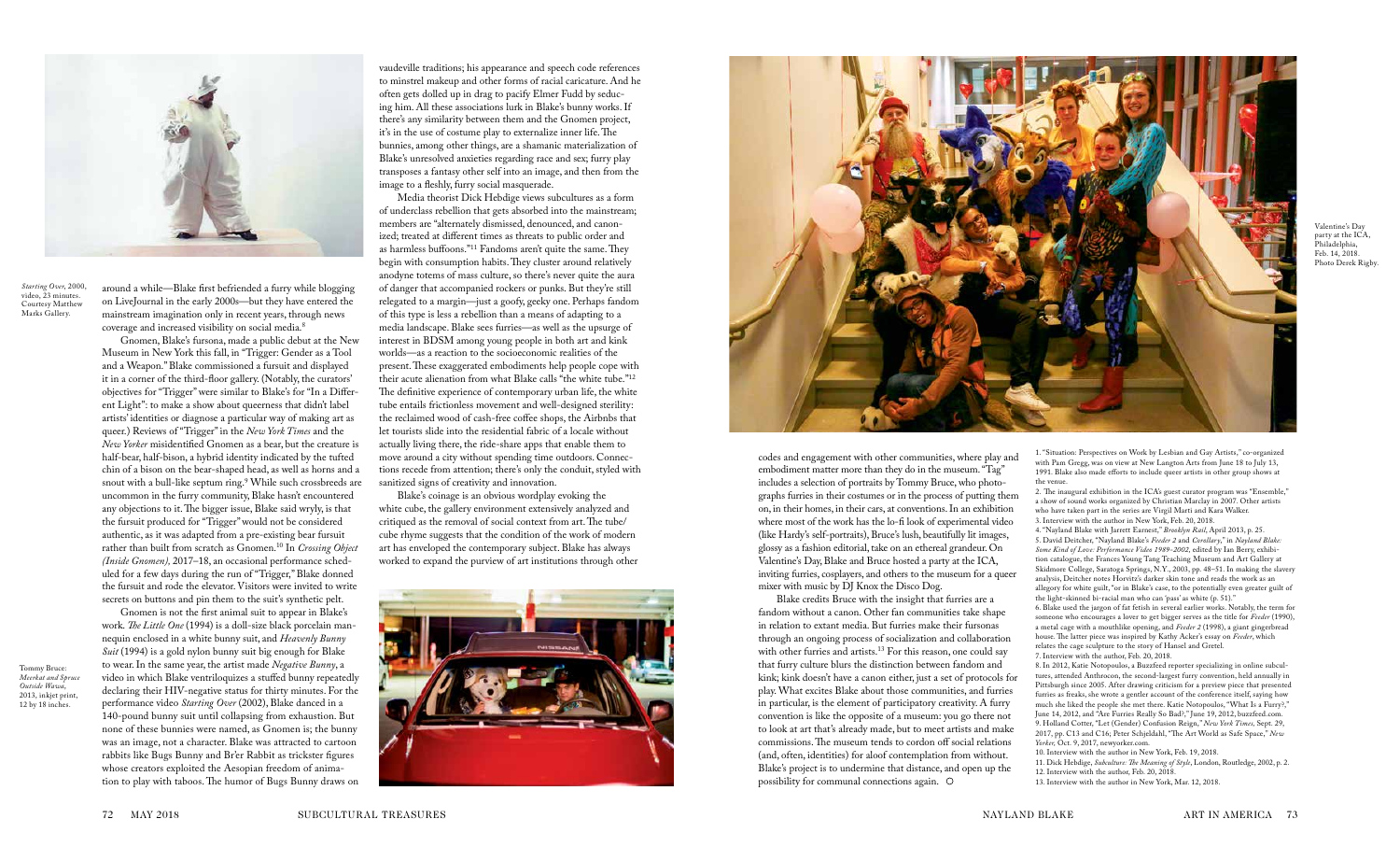*Starting Over*, 2000, video, 23 minutes. Courtesy Matthew Marks Gallery.

around a while—Blake first befriended a furry while blogging on LiveJournal in the early 2000s—but they have entered the mainstream imagination only in recent years, through news coverage and increased visibility on social media.[8]

Gnomen, Blake's fursona, made a public debut at the New Museum in New York this fall, in "Trigger: Gender as a Tool and a Weapon." Blake commissioned a fursuit and displayed it in a corner of the third-floor gallery. (Notably, the curators' objectives for "Trigger" were similar to Blake's for "In a Different Light": to make a show about queerness that didn't label artists' identities or diagnose a particular way of making art as queer.) Reviews of "Trigger" in the *New York Times* and the *New Yorker* misidentified Gnomen as a bear, but the creature is half-bear, half-bison, a hybrid identity indicated by the tufted chin of a bison on the bear-shaped head, as well as horns and a snout with a bull-like septum ring.[9] While such crossbreeds are uncommon in the furry community, Blake hasn't encountered any objections to it. The bigger issue, Blake said wryly, is that the fursuit produced for "Trigger" would not be considered authentic, as it was adapted from a pre-existing bear fursuit rather than built from scratch as Gnomen.[10] In *Crossing Object (Inside Gnomen)*, 2017–18, an occasional performance scheduled for a few days during the run of "Trigger," Blake donned the fursuit and rode the elevator. Visitors were invited to write secrets on buttons and pin them to the suit's synthetic pelt.

Gnomen is not the first animal suit to appear in Blake's work. *The Little One* (1994) is a doll-size black porcelain mannequin enclosed in a white bunny suit, and *Heavenly Bunny Suit* (1994) is a gold nylon bunny suit big enough for Blake to wear. In the same year, the artist made *Negative Bunny*, a video in which Blake ventriloquizes a stuffed bunny repeatedly declaring their HIV-negative status for thirty minutes. For the performance video *Starting Over* (2002), Blake danced in a 140-pound bunny suit until collapsing from exhaustion. But none of these bunnies were named, as Gnomen is; the bunny was an image, not a character. Blake was attracted to cartoon rabbits like Bugs Bunny and Br'er Rabbit as trickster figures whose creators exploited the Aesopian freedom of animation to play with taboos. The humor of Bugs Bunny draws on vaudeville traditions; his appearance and speech code references to minstrel makeup and other forms of racial caricature. And he often gets dolled up in drag to pacify Elmer Fudd by seducing him. All these associations lurk in Blake's bunny works. If there's any similarity between them and the Gnomen project, it's in the use of costume play to externalize inner life. The bunnies, among other things, are a shamanic materialization of Blake's unresolved anxieties regarding race and sex; furry play transposes a fantasy other self into an image, and then from the image to a fleshly, furry social masquerade.

Tommy Bruce: *Meerkat and Spruce Outside Wawa*, 2013, inkjet print, 12 by 18 inches.

Media theorist Dick Hebdige views subcultures as a form of underclass rebellion that gets absorbed into the mainstream; members are "alternately dismissed, denounced, and canonized; treated at different times as threats to public order and as harmless buffoons."[11] Fandoms aren't quite the same. They begin with consumption habits. They cluster around relatively anodyne totems of mass culture, so there's never quite the aura of danger that accompanied rockers or punks. But they're still relegated to a margin—just a goofy, geeky one. Perhaps fandom of this type is less a rebellion than a means of adapting to a media landscape. Blake sees furries—as well as the upsurge of interest in BDSM among young people in both art and kink worlds—as a reaction to the socioeconomic realities of the present. These exaggerated embodiments help people cope with their acute alienation from what Blake calls "the white tube."[12] The definitive experience of contemporary urban life, the white tube entails frictionless movement and well-designed sterility: the reclaimed wood of cash-free coffee shops, the Airbnbs that let tourists slide into the residential fabric of a locale without actually living there, the ride-share apps that enable them to move around a city without spending time outdoors. Connections recede from attention; there's only the conduit, styled with sanitized signs of creativity and innovation.

Blake's coinage is an obvious wordplay evoking the white cube, the gallery environment extensively analyzed and critiqued as the removal of social context from art. The tube/cube rhyme suggests that the condition of the work of modern art has enveloped the contemporary subject. Blake has always worked to expand the purview of art institutions through other codes and engagement with other communities, where play and embodiment matter more than they do in the museum. "Tag" includes a selection of portraits by Tommy Bruce, who photographs furries in their costumes or in the process of putting them on, in their homes, in their cars, at conventions. In an exhibition where most of the work has the lo-fi look of experimental video (like Hardy's self-portraits), Bruce's lush, beautifully lit images, glossy as a fashion editorial, take on an ethereal grandeur. On Valentine's Day, Blake and Bruce hosted a party at the ICA, inviting furries, cosplayers, and others to the museum for a queer mixer with music by DJ Knox the Disco Dog.

Valentine's Day party at the ICA, Philadelphia, Feb. 14, 2018. Photo Derek Rigby.

Blake credits Bruce with the insight that furries are a fandom without a canon. Other fan communities take shape in relation to extant media. But furries make their fursonas through an ongoing process of socialization and collaboration with other furries and artists.[13] For this reason, one could say that furry culture blurs the distinction between fandom and kink; kink doesn't have a canon either, just a set of protocols for play. What excites Blake about those communities, and furries in particular, is the element of participatory creativity. A furry convention is like the opposite of a museum: you go there not to look at art that's already made, but to meet artists and make commissions. The museum tends to cordon off social relations (and, often, identities) for aloof contemplation from without. Blake's project is to undermine that distance, and open up the possibility for communal connections again. ○

1. "Situation: Perspectives on Work by Lesbian and Gay Artists," co-organized with Pam Gregg, was on view at New Langton Arts from June 18 to July 13, 1991. Blake also made efforts to include queer artists in other group shows at the venue.
2. The inaugural exhibition in the ICA's guest curator program was "Ensemble," a show of sound works organized by Christian Marclay in 2007. Other artists who have taken part in the series are Virgil Marti and Kara Walker.
3. Interview with the author in New York, Feb. 20, 2018.
4. "Nayland Blake with Jarrett Earnest," *Brooklyn Rail*, April 2013, p. 25.
5. David Deitcher, "Nayland Blake's *Feeder 2* and *Corollary*," in *Nayland Blake: Some Kind of Love: Performance Video 1989–2002*, edited by Ian Berry, exhibition catalogue, the Frances Young Tang Teaching Museum and Art Gallery at Skidmore College, Saratoga Springs, N.Y., 2003, pp. 48–51. In making the slavery analysis, Deitcher notes Horvitz's darker skin tone and reads the work as an allegory for white guilt, "or in Blake's case, to the potentially even greater guilt of the light-skinned bi-racial man who can 'pass' as white (p. 51)."
6. Blake used the jargon of fat fetish in several earlier works. Notably, the term for someone who encourages a lover to get bigger serves as the title for *Feeder* (1990), a metal cage with a mouthlike opening, and *Feeder 2* (1998), a giant gingerbread house. The latter piece was inspired by Kathy Acker's essay on *Feeder*, which relates the cage sculpture to the story of Hansel and Gretel.
7. Interview with the author, Feb. 20, 2018.
8. In 2012, Katie Notopoulos, a Buzzfeed reporter specializing in online subcultures, attended Anthrocon, the second-largest furry convention, held annually in Pittsburgh since 2005. After drawing criticism for a preview piece that presented furries as freaks, she wrote a gentler account of the conference itself, saying how much she liked the people she met there. Katie Notopoulos, "What Is a Furry?," June 14, 2012, and "Are Furries Really So Bad?," June 19, 2012, buzzfeed.com.
9. Holland Cotter, "Let (Gender) Confusion Reign," *New York Times*, Sept. 29, 2017, pp. C13 and C16; Peter Schjeldahl, "The Art World as Safe Space," *New Yorker*, Oct. 9, 2017, newyorker.com.
10. Interview with the author in New York, Feb. 19, 2018.
11. Dick Hebdige, *Subculture: The Meaning of Style*, London, Routledge, 2002, p. 2.
12. Interview with the author, Feb. 20, 2018.
13. Interview with the author in New York, Mar. 12, 2018.